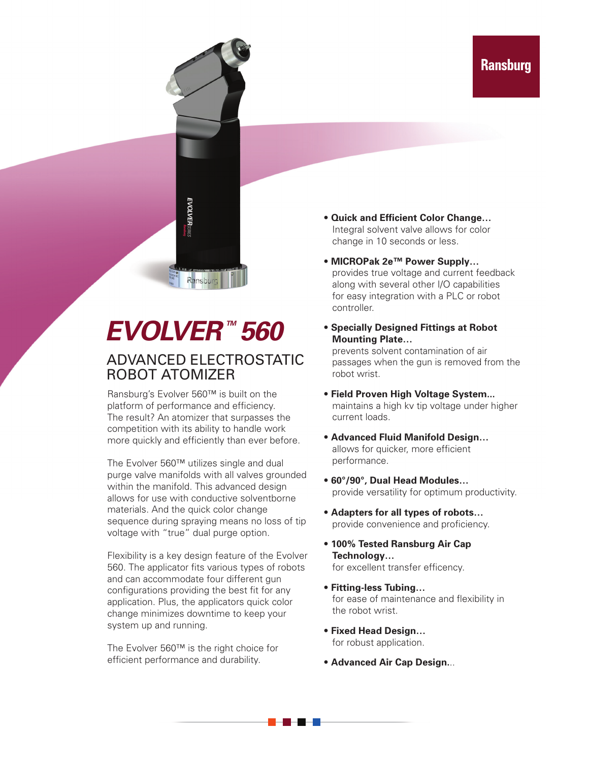Ransburg

# EVOLVER™ 560

## ADVANCED ELECTROSTATIC ROBOT ATOMIZER

Ransburg's Evolver 560™ is built on the platform of performance and efficiency. The result? An atomizer that surpasses the competition with its ability to handle work more quickly and efficiently than ever before.

The Evolver 560™ utilizes single and dual purge valve manifolds with all valves grounded within the manifold. This advanced design allows for use with conductive solventborne materials. And the quick color change sequence during spraying means no loss of tip voltage with "true" dual purge option.

Flexibility is a key design feature of the Evolver 560. The applicator fits various types of robots and can accommodate four different gun configurations providing the best fit for any application. Plus, the applicators quick color change minimizes downtime to keep your system up and running.

The Evolver 560™ is the right choice for efficient performance and durability.

- **Quick and Efficient Color Change…** Integral solvent valve allows for color change in 10 seconds or less.
- **MICROPak 2e™ Power Supply…** provides true voltage and current feedback along with several other I/O capabilities for easy integration with a PLC or robot controller.
- **Specially Designed Fittings at Robot Mounting Plate…** prevents solvent contamination of air passages when the gun is removed from the robot wrist.
- **Field Proven High Voltage System...** maintains a high kv tip voltage under higher current loads.
- **Advanced Fluid Manifold Design…** allows for quicker, more efficient performance.
- **60°/90°, Dual Head Modules…** provide versatility for optimum productivity.
- **Adapters for all types of robots…** provide convenience and proficiency.
- **100% Tested Ransburg Air Cap Technology…** for excellent transfer efficency.
- **Fitting-less Tubing…** for ease of maintenance and flexibility in the robot wrist.
- **Fixed Head Design…** for robust application.
- **Advanced Air Cap Design…**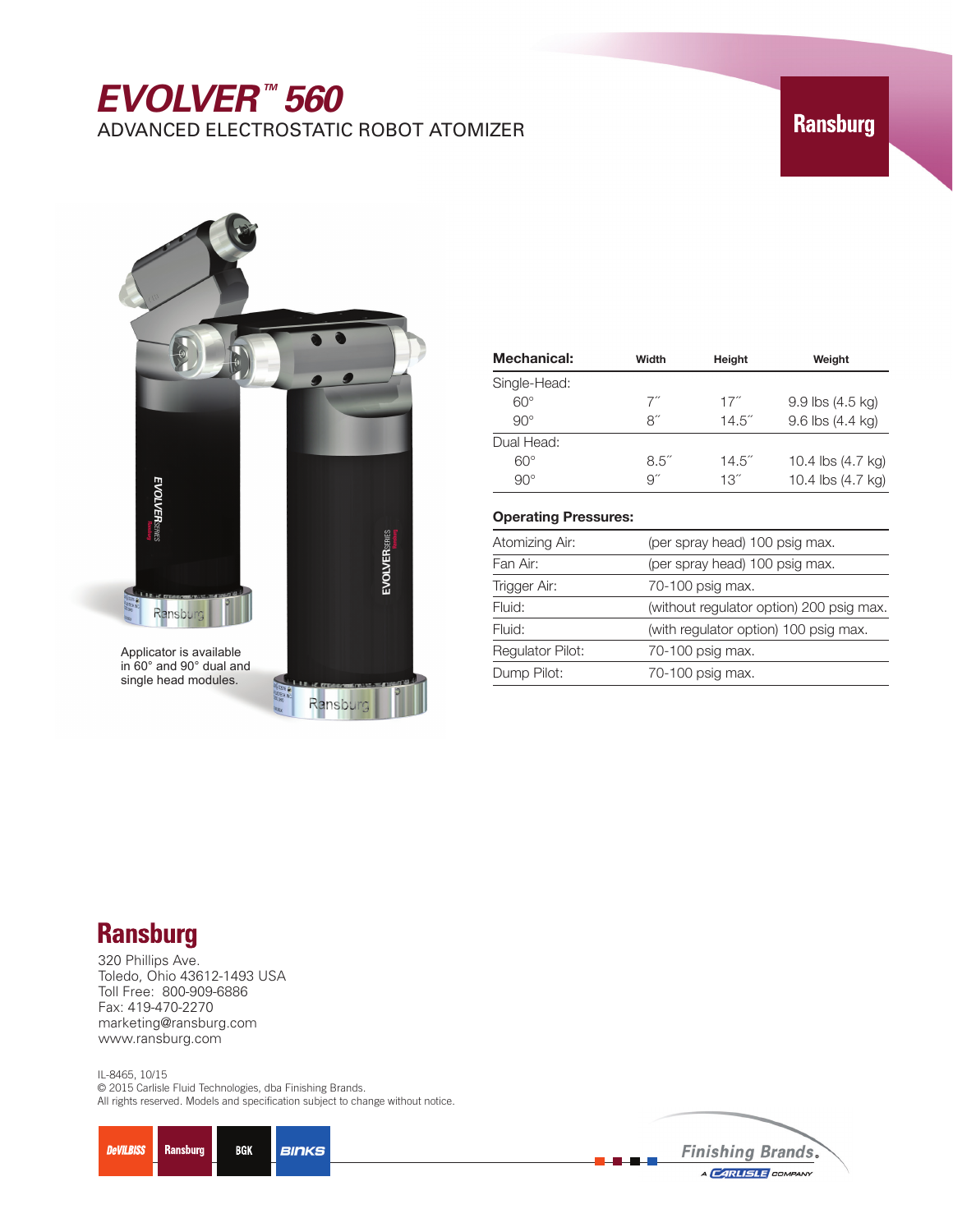# EVOLVER™ 560

ADVANCED ELECTROSTATIC ROBOT ATOMIZER

Ransburg

Applicator is available in 60° and 90° dual and single head modules.

| Mechanical: | Width | Height | Weight |
|---|---|---|---|
| Single-Head: | | | |
| 60° | 7˝ | 17˝ | 9.9 lbs (4.5 kg) |
| 90° | 8˝ | 14.5˝ | 9.6 lbs (4.4 kg) |
| Dual Head: | | | |
| 60° | 8.5˝ | 14.5˝ | 10.4 lbs (4.7 kg) |
| 90° | 9˝ | 13˝ | 10.4 lbs (4.7 kg) |

**Operating Pressures:**

| | |
|---|---|
| Atomizing Air: | (per spray head) 100 psig max. |
| Fan Air: | (per spray head) 100 psig max. |
| Trigger Air: | 70-100 psig max. |
| Fluid: | (without regulator option) 200 psig max. |
| Fluid: | (with regulator option) 100 psig max. |
| Regulator Pilot: | 70-100 psig max. |
| Dump Pilot: | 70-100 psig max. |

## Ransburg

320 Phillips Ave.
Toledo, Ohio 43612-1493 USA
Toll Free: 800-909-6886
Fax: 419-470-2270
marketing@ransburg.com
www.ransburg.com

IL-8465, 10/15
© 2015 Carlisle Fluid Technologies, dba Finishing Brands.
All rights reserved. Models and specification subject to change without notice.

DeVILBISS Ransburg BGK BINKS

Finishing Brands. A CARLISLE COMPANY